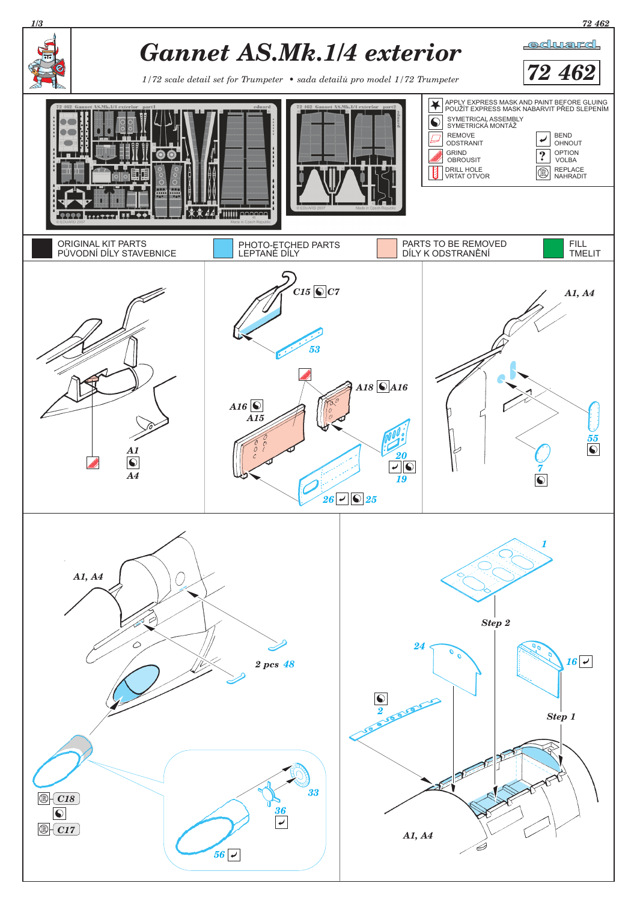# Gannet AS.Mk.1/4 exterior

*1/72 scale detail set for Trumpeter • sada detailů pro model 1/72 Trumpeter*

**eduard**

**72 462**

- APPLY EXPRESS MASK AND PAINT BEFORE GLUING / POUŽÍT EXPRESS MASK NABARVIT PŘED SLEPENÍM
- SYMETRICAL ASSEMBLY / SYMETRICKÁ MONTÁŽ
- REMOVE / ODSTRANIT
- BEND / OHNOUT
- GRIND / OBROUSIT
- OPTION / VOLBA
- DRILL HOLE / VRTAT OTVOR
- REPLACE / NAHRADIT

| ORIGINAL KIT PARTS / PŮVODNÍ DÍLY STAVEBNICE | PHOTO-ETCHED PARTS / LEPTANÉ DÍLY | PARTS TO BE REMOVED / DÍLY K ODSTRANĚNÍ | FILL / TMELIT |
|---|---|---|---|

A1, A4

C15, C7, 53

A18, A16, A16, A15, 20, 19, 26, 25

A1, A4, 55, 7

A1, A4, 2 pcs 48, C18, C17, 33, 36, 56

1, Step 2, 24, 16, Step 1, 2, A1, A4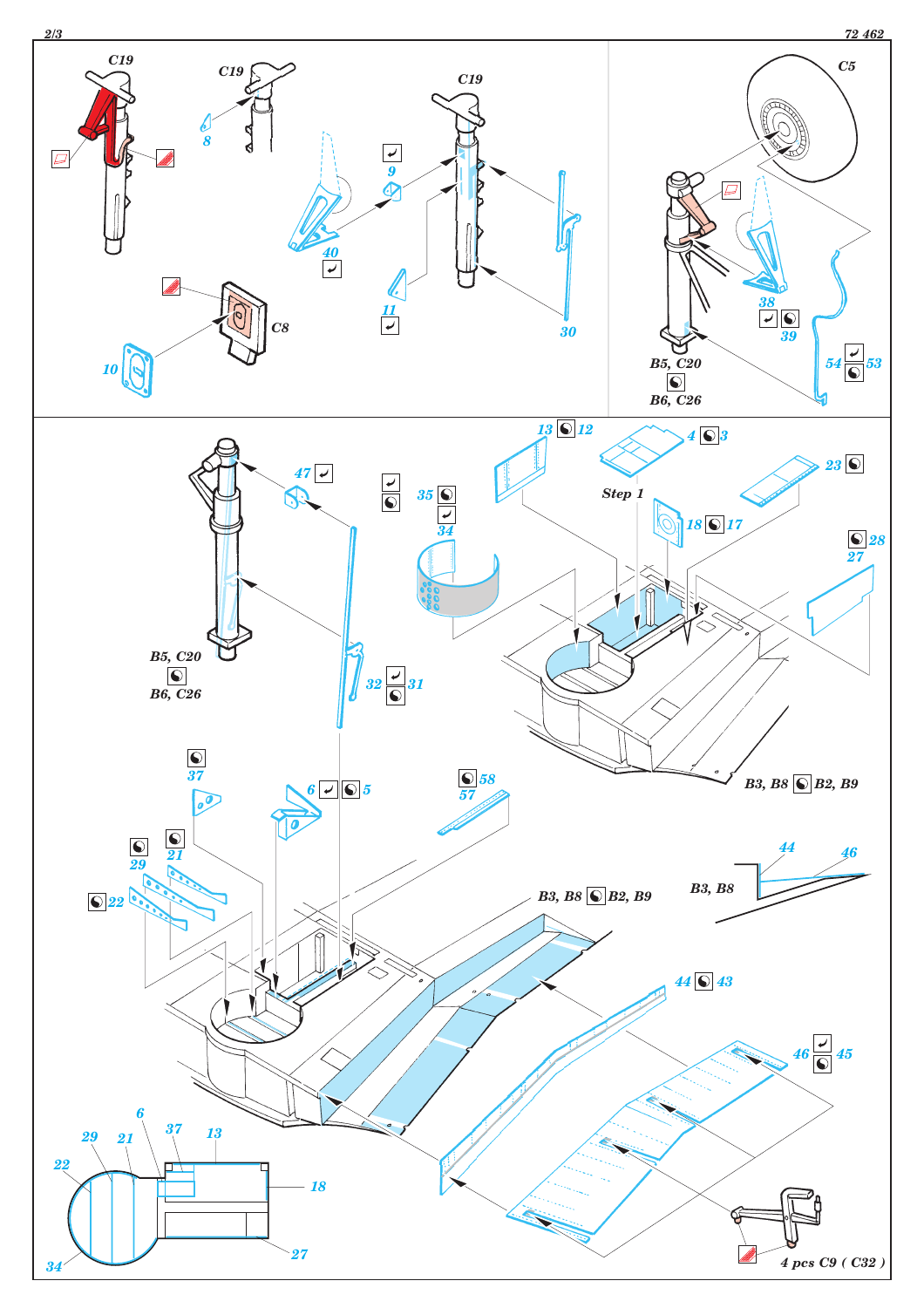C19

C19

8

C19

9

40

11

30

C8

10

C5

38

39

54

53

B5, C20

B6, C26

47

35

34

13

12

4

3

Step 1

23

18

17

28

27

B5, C20

B6, C26

32

31

B3, B8

B2, B9

37

6

5

58

57

21

29

22

B3, B8

B2, B9

44

46

B3, B8

44

43

46

45

6

29

21

37

13

22

18

34

27

4 pcs C9 ( C32 )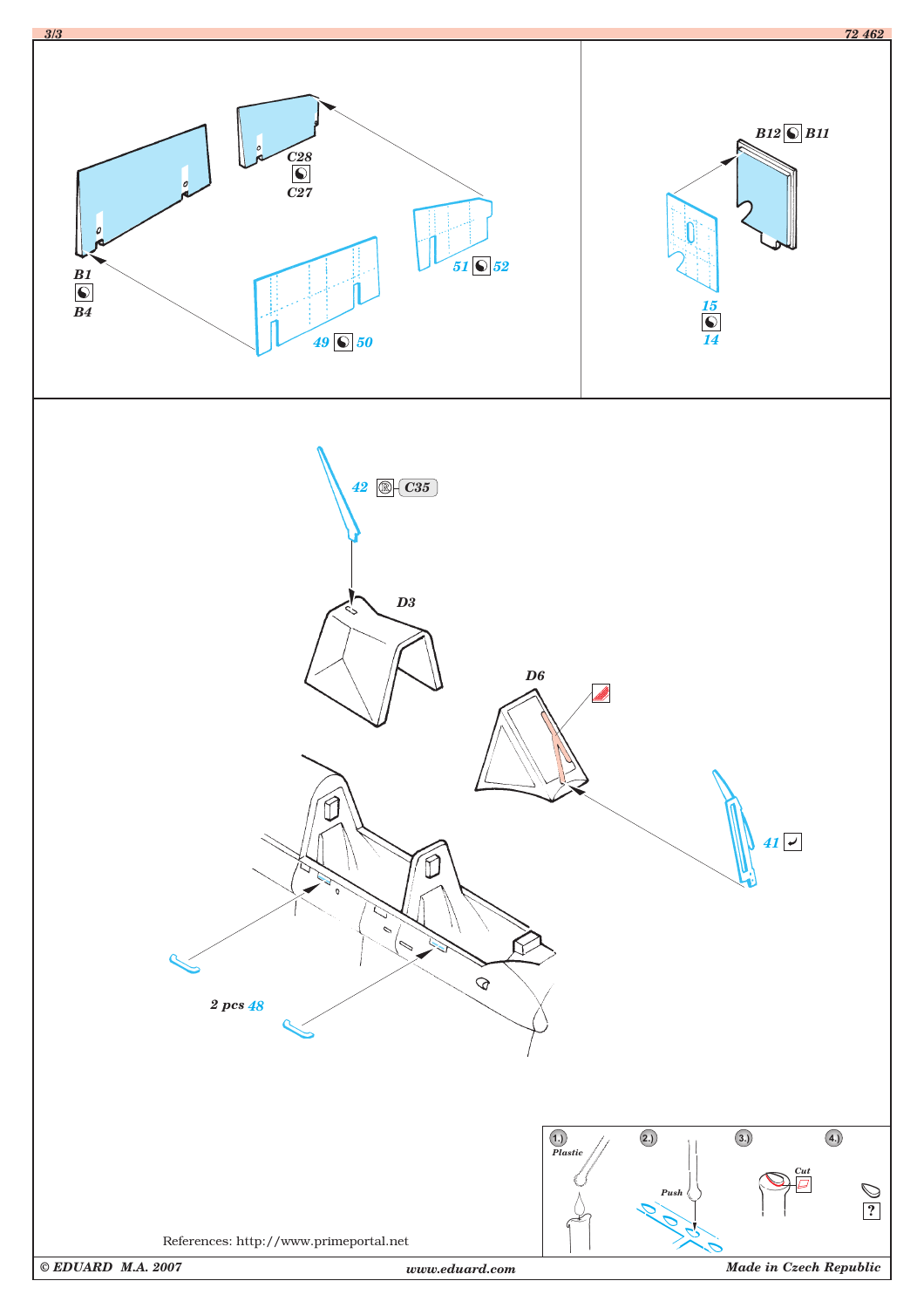B1

B4

C28

C27

49 50

51 52

B12 B11

15

14

42 C35

D3

D6

41

2 pcs 48

1.) Plastic

2.) Push

3.) Cut

4.) ?

References: http://www.primeportal.net

© EDUARD M.A. 2007

www.eduard.com

Made in Czech Republic